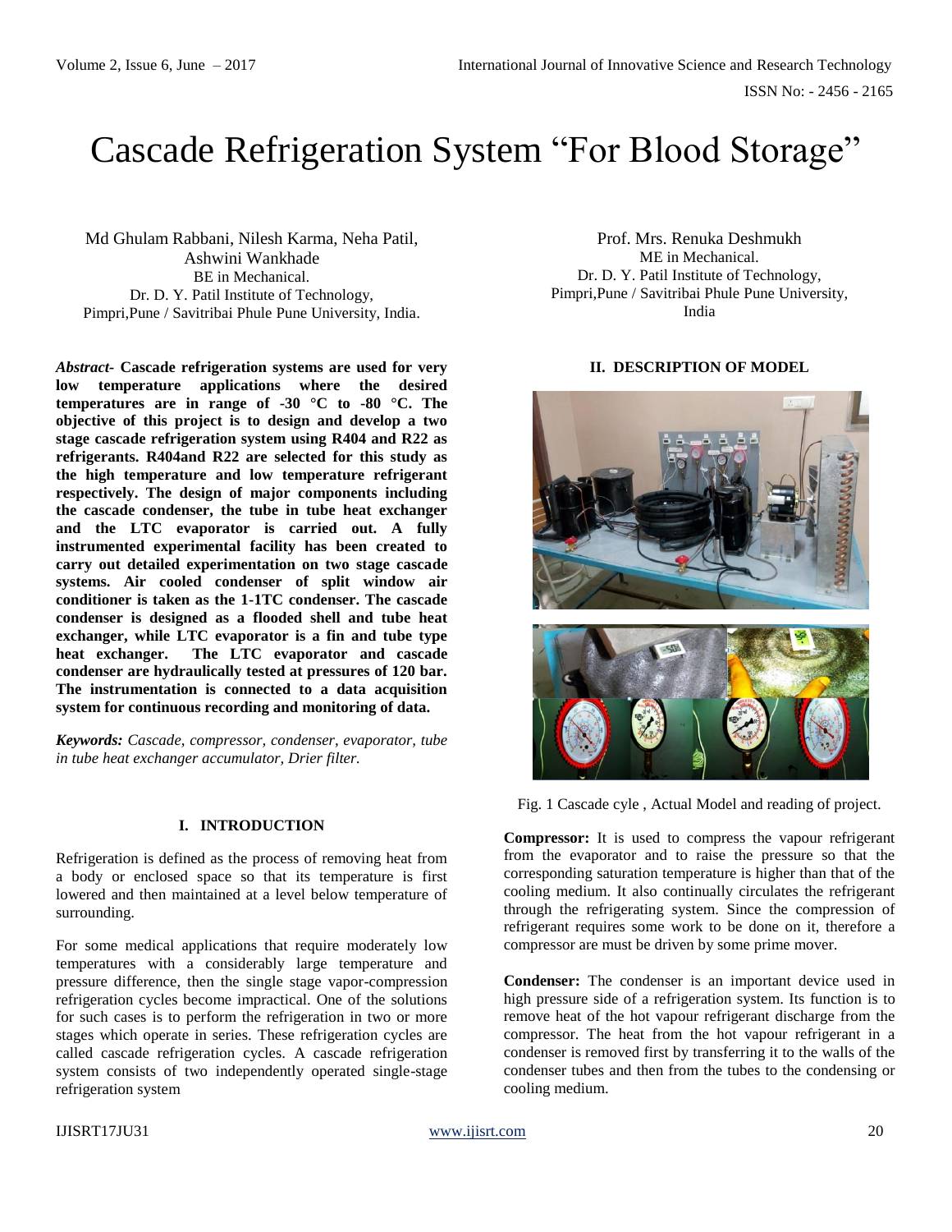# Cascade Refrigeration System “For Blood Storage”

Md Ghulam Rabbani, Nilesh Karma, Neha Patil, Ashwini Wankhade
BE in Mechanical.
Dr. D. Y. Patil Institute of Technology,
Pimpri,Pune / Savitribai Phule Pune University, India.

Prof. Mrs. Renuka Deshmukh
ME in Mechanical.
Dr. D. Y. Patil Institute of Technology,
Pimpri,Pune / Savitribai Phule Pune University, India

***Abstract-*** **Cascade refrigeration systems are used for very low temperature applications where the desired temperatures are in range of -30 °C to -80 °C. The objective of this project is to design and develop a two stage cascade refrigeration system using R404 and R22 as refrigerants. R404and R22 are selected for this study as the high temperature and low temperature refrigerant respectively. The design of major components including the cascade condenser, the tube in tube heat exchanger and the LTC evaporator is carried out. A fully instrumented experimental facility has been created to carry out detailed experimentation on two stage cascade systems. Air cooled condenser of split window air conditioner is taken as the 1-1TC condenser. The cascade condenser is designed as a flooded shell and tube heat exchanger, while LTC evaporator is a fin and tube type heat exchanger. The LTC evaporator and cascade condenser are hydraulically tested at pressures of 120 bar. The instrumentation is connected to a data acquisition system for continuous recording and monitoring of data.**

***Keywords:*** *Cascade, compressor, condenser, evaporator, tube in tube heat exchanger accumulator, Drier filter.*

## I. INTRODUCTION

Refrigeration is defined as the process of removing heat from a body or enclosed space so that its temperature is first lowered and then maintained at a level below temperature of surrounding.

For some medical applications that require moderately low temperatures with a considerably large temperature and pressure difference, then the single stage vapor-compression refrigeration cycles become impractical. One of the solutions for such cases is to perform the refrigeration in two or more stages which operate in series. These refrigeration cycles are called cascade refrigeration cycles. A cascade refrigeration system consists of two independently operated single-stage refrigeration system

## II. DESCRIPTION OF MODEL

Fig. 1 Cascade cyle , Actual Model and reading of project.

**Compressor:** It is used to compress the vapour refrigerant from the evaporator and to raise the pressure so that the corresponding saturation temperature is higher than that of the cooling medium. It also continually circulates the refrigerant through the refrigerating system. Since the compression of refrigerant requires some work to be done on it, therefore a compressor are must be driven by some prime mover.

**Condenser:** The condenser is an important device used in high pressure side of a refrigeration system. Its function is to remove heat of the hot vapour refrigerant discharge from the compressor. The heat from the hot vapour refrigerant in a condenser is removed first by transferring it to the walls of the condenser tubes and then from the tubes to the condensing or cooling medium.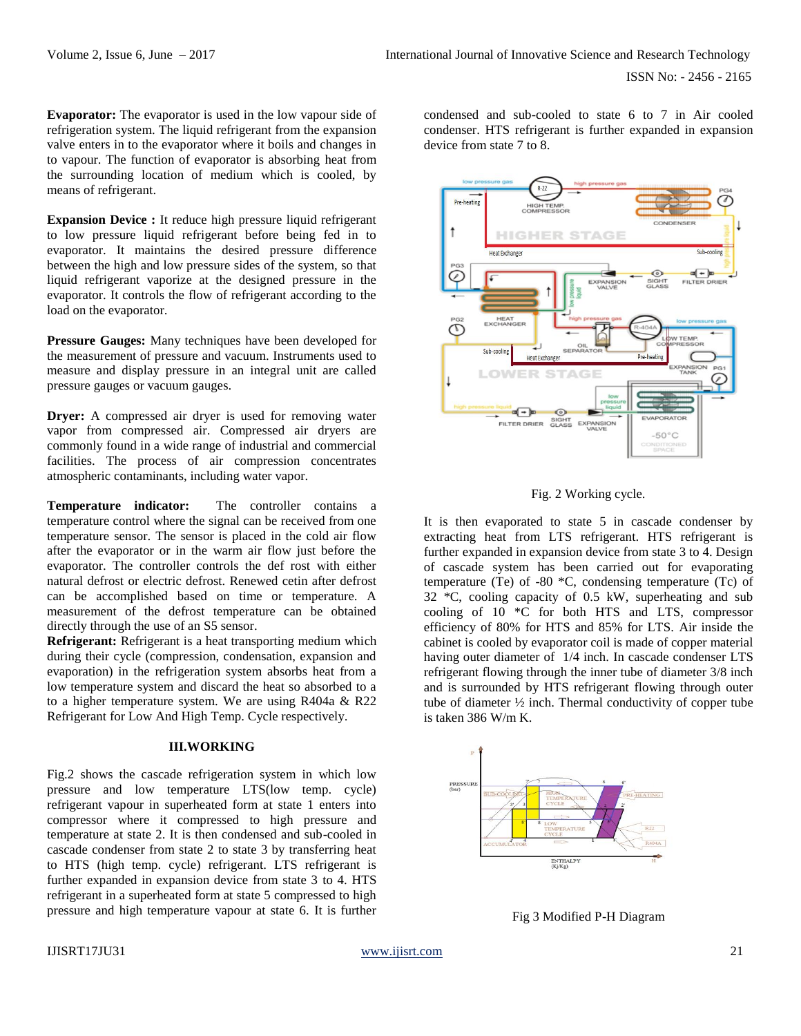**Evaporator:** The evaporator is used in the low vapour side of refrigeration system. The liquid refrigerant from the expansion valve enters in to the evaporator where it boils and changes in to vapour. The function of evaporator is absorbing heat from the surrounding location of medium which is cooled, by means of refrigerant.

**Expansion Device :** It reduce high pressure liquid refrigerant to low pressure liquid refrigerant before being fed in to evaporator. It maintains the desired pressure difference between the high and low pressure sides of the system, so that liquid refrigerant vaporize at the designed pressure in the evaporator. It controls the flow of refrigerant according to the load on the evaporator.

**Pressure Gauges:** Many techniques have been developed for the measurement of pressure and vacuum. Instruments used to measure and display pressure in an integral unit are called pressure gauges or vacuum gauges.

**Dryer:** A compressed air dryer is used for removing water vapor from compressed air. Compressed air dryers are commonly found in a wide range of industrial and commercial facilities. The process of air compression concentrates atmospheric contaminants, including water vapor.

**Temperature indicator:** The controller contains a temperature control where the signal can be received from one temperature sensor. The sensor is placed in the cold air flow after the evaporator or in the warm air flow just before the evaporator. The controller controls the def rost with either natural defrost or electric defrost. Renewed cetin after defrost can be accomplished based on time or temperature. A measurement of the defrost temperature can be obtained directly through the use of an S5 sensor.

**Refrigerant:** Refrigerant is a heat transporting medium which during their cycle (compression, condensation, expansion and evaporation) in the refrigeration system absorbs heat from a low temperature system and discard the heat so absorbed to a to a higher temperature system. We are using R404a & R22 Refrigerant for Low And High Temp. Cycle respectively.

## III.WORKING

Fig.2 shows the cascade refrigeration system in which low pressure and low temperature LTS(low temp. cycle) refrigerant vapour in superheated form at state 1 enters into compressor where it compressed to high pressure and temperature at state 2. It is then condensed and sub-cooled in cascade condenser from state 2 to state 3 by transferring heat to HTS (high temp. cycle) refrigerant. LTS refrigerant is further expanded in expansion device from state 3 to 4. HTS refrigerant in a superheated form at state 5 compressed to high pressure and high temperature vapour at state 6. It is further condensed and sub-cooled to state 6 to 7 in Air cooled condenser. HTS refrigerant is further expanded in expansion device from state 7 to 8.

Fig. 2 Working cycle.

It is then evaporated to state 5 in cascade condenser by extracting heat from LTS refrigerant. HTS refrigerant is further expanded in expansion device from state 3 to 4. Design of cascade system has been carried out for evaporating temperature (Te) of -80 *C, condensing temperature (Tc) of 32 *C, cooling capacity of 0.5 kW, superheating and sub cooling of 10 *C for both HTS and LTS, compressor efficiency of 80% for HTS and 85% for LTS. Air inside the cabinet is cooled by evaporator coil is made of copper material having outer diameter of 1/4 inch. In cascade condenser LTS refrigerant flowing through the inner tube of diameter 3/8 inch and is surrounded by HTS refrigerant flowing through outer tube of diameter ½ inch. Thermal conductivity of copper tube is taken 386 W/m K.

Fig 3 Modified P-H Diagram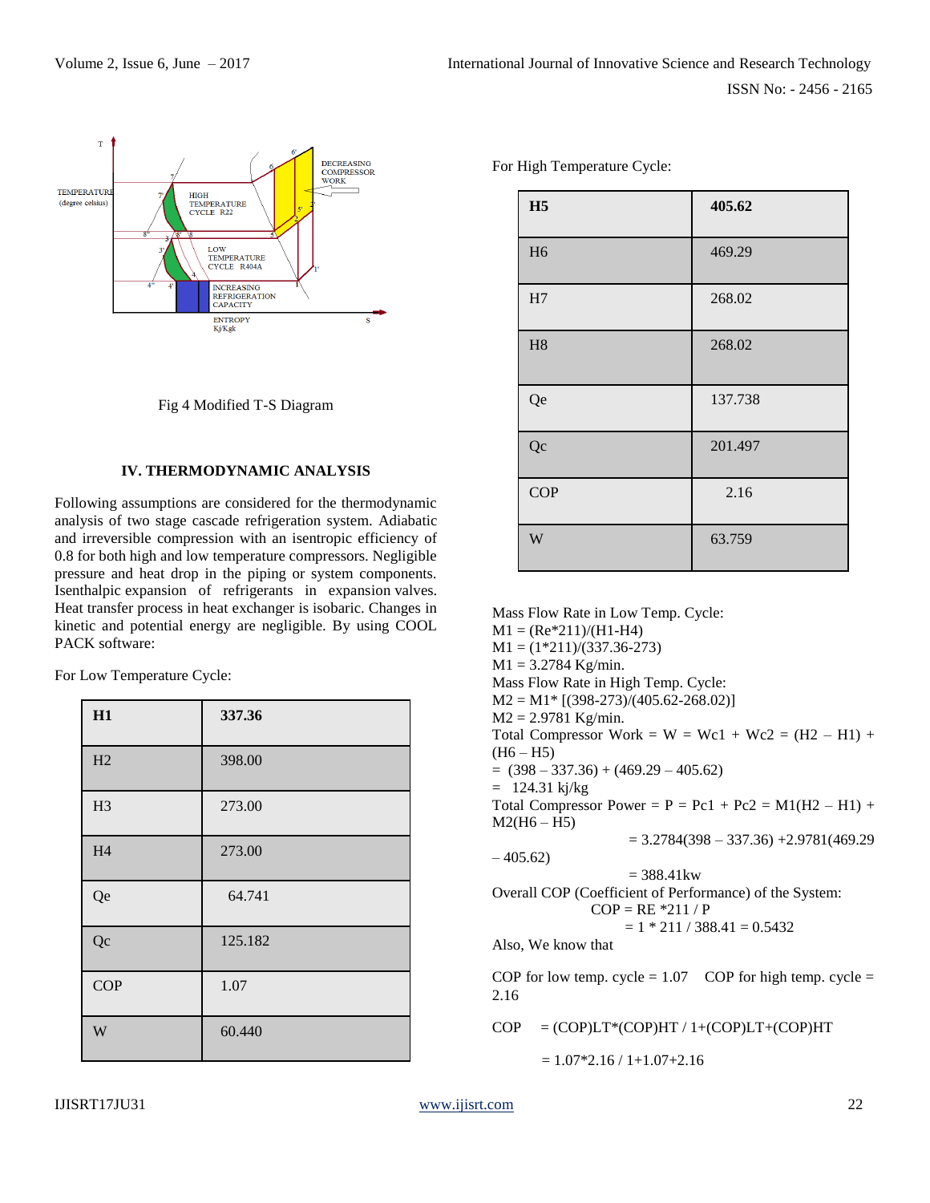Fig 4 Modified T-S Diagram

### IV. THERMODYNAMIC ANALYSIS

Following assumptions are considered for the thermodynamic analysis of two stage cascade refrigeration system. Adiabatic and irreversible compression with an isentropic efficiency of 0.8 for both high and low temperature compressors. Negligible pressure and heat drop in the piping or system components. Isenthalpic expansion of refrigerants in expansion valves. Heat transfer process in heat exchanger is isobaric. Changes in kinetic and potential energy are negligible. By using COOL PACK software:

For Low Temperature Cycle:

| **H1** | **337.36** |
|---|---|
| H2 | 398.00 |
| H3 | 273.00 |
| H4 | 273.00 |
| Qe | 64.741 |
| Qc | 125.182 |
| COP | 1.07 |
| W | 60.440 |

For High Temperature Cycle:

| **H5** | **405.62** |
|---|---|
| H6 | 469.29 |
| H7 | 268.02 |
| H8 | 268.02 |
| Qe | 137.738 |
| Qc | 201.497 |
| COP | 2.16 |
| W | 63.759 |

Mass Flow Rate in Low Temp. Cycle:
M1 = (Re*211)/(H1-H4)
M1 = (1*211)/(337.36-273)
M1 = 3.2784 Kg/min.
Mass Flow Rate in High Temp. Cycle:
M2 = M1* [(398-273)/(405.62-268.02)]
M2 = 2.9781 Kg/min.
Total Compressor Work = W = Wc1 + Wc2 = (H2 – H1) + (H6 – H5)
= (398 – 337.36) + (469.29 – 405.62)
= 124.31 kj/kg
Total Compressor Power = P = Pc1 + Pc2 = M1(H2 – H1) + M2(H6 – H5)
= 3.2784(398 – 337.36) +2.9781(469.29 – 405.62)
= 388.41kw
Overall COP (Coefficient of Performance) of the System:
COP = RE *211 / P
= 1 * 211 / 388.41 = 0.5432
Also, We know that

COP for low temp. cycle = 1.07 COP for high temp. cycle = 2.16

COP = (COP)LT*(COP)HT / 1+(COP)LT+(COP)HT

= 1.07*2.16 / 1+1.07+2.16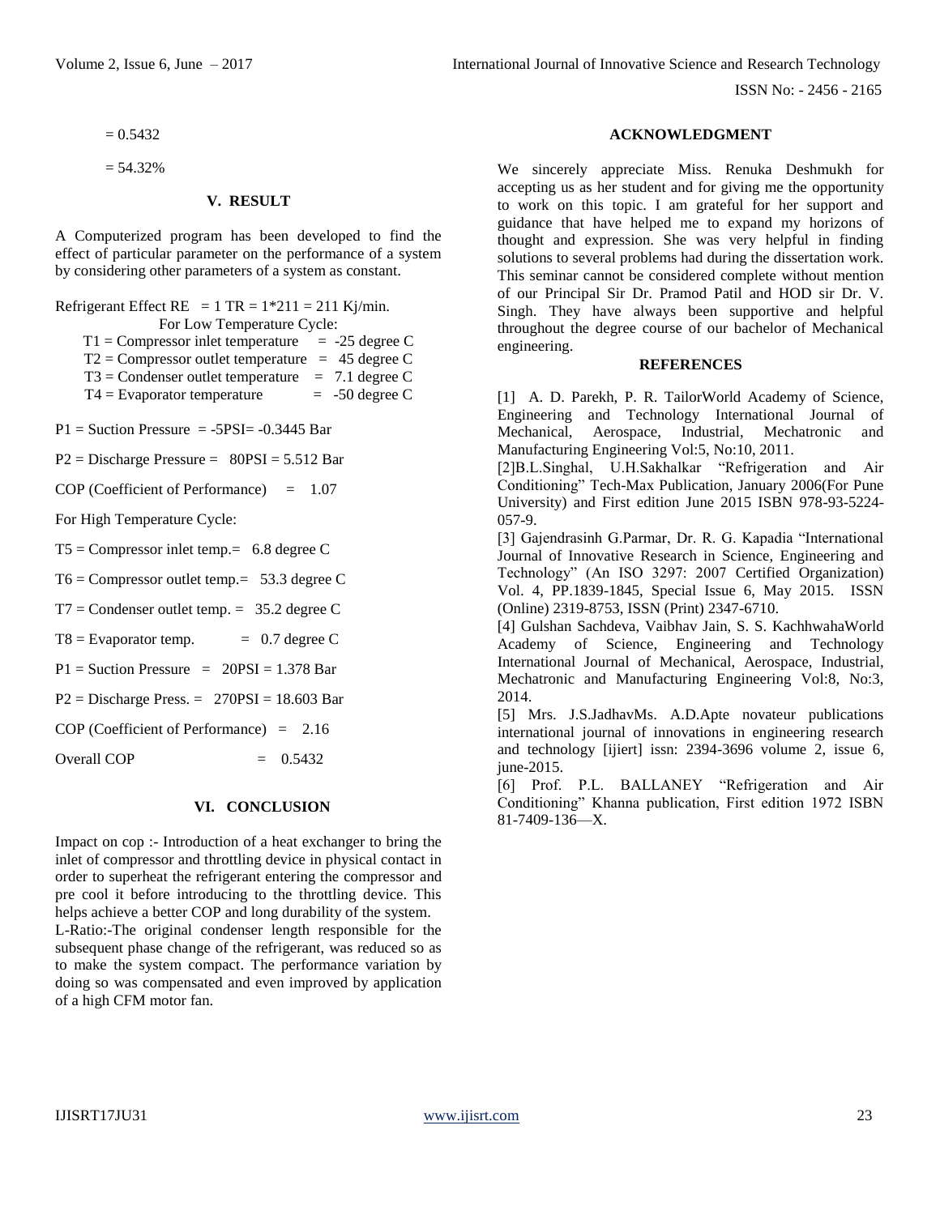= 0.5432

= 54.32%

## V. RESULT

A Computerized program has been developed to find the effect of particular parameter on the performance of a system by considering other parameters of a system as constant.

Refrigerant Effect RE = 1 TR = 1*211 = 211 Kj/min.

For Low Temperature Cycle:

T1 = Compressor inlet temperature = -25 degree C
T2 = Compressor outlet temperature = 45 degree C
T3 = Condenser outlet temperature = 7.1 degree C
T4 = Evaporator temperature = -50 degree C

P1 = Suction Pressure = -5PSI= -0.3445 Bar

P2 = Discharge Pressure = 80PSI = 5.512 Bar

COP (Coefficient of Performance) = 1.07

For High Temperature Cycle:

T5 = Compressor inlet temp.= 6.8 degree C

T6 = Compressor outlet temp.= 53.3 degree C

T7 = Condenser outlet temp. = 35.2 degree C

T8 = Evaporator temp. = 0.7 degree C

P1 = Suction Pressure = 20PSI = 1.378 Bar

P2 = Discharge Press. = 270PSI = 18.603 Bar

COP (Coefficient of Performance) = 2.16

Overall COP = 0.5432

## VI. CONCLUSION

Impact on cop :- Introduction of a heat exchanger to bring the inlet of compressor and throttling device in physical contact in order to superheat the refrigerant entering the compressor and pre cool it before introducing to the throttling device. This helps achieve a better COP and long durability of the system.
L-Ratio:-The original condenser length responsible for the subsequent phase change of the refrigerant, was reduced so as to make the system compact. The performance variation by doing so was compensated and even improved by application of a high CFM motor fan.

## ACKNOWLEDGMENT

We sincerely appreciate Miss. Renuka Deshmukh for accepting us as her student and for giving me the opportunity to work on this topic. I am grateful for her support and guidance that have helped me to expand my horizons of thought and expression. She was very helpful in finding solutions to several problems had during the dissertation work. This seminar cannot be considered complete without mention of our Principal Sir Dr. Pramod Patil and HOD sir Dr. V. Singh. They have always been supportive and helpful throughout the degree course of our bachelor of Mechanical engineering.

## REFERENCES

[1] A. D. Parekh, P. R. TailorWorld Academy of Science, Engineering and Technology International Journal of Mechanical, Aerospace, Industrial, Mechatronic and Manufacturing Engineering Vol:5, No:10, 2011.

[2]B.L.Singhal, U.H.Sakhalkar "Refrigeration and Air Conditioning" Tech-Max Publication, January 2006(For Pune University) and First edition June 2015 ISBN 978-93-5224-057-9.

[3] Gajendrasinh G.Parmar, Dr. R. G. Kapadia "International Journal of Innovative Research in Science, Engineering and Technology" (An ISO 3297: 2007 Certified Organization) Vol. 4, PP.1839-1845, Special Issue 6, May 2015. ISSN (Online) 2319-8753, ISSN (Print) 2347-6710.

[4] Gulshan Sachdeva, Vaibhav Jain, S. S. KachhwahaWorld Academy of Science, Engineering and Technology International Journal of Mechanical, Aerospace, Industrial, Mechatronic and Manufacturing Engineering Vol:8, No:3, 2014.

[5] Mrs. J.S.JadhavMs. A.D.Apte novateur publications international journal of innovations in engineering research and technology [ijiert] issn: 2394-3696 volume 2, issue 6, june-2015.

[6] Prof. P.L. BALLANEY "Refrigeration and Air Conditioning" Khanna publication, First edition 1972 ISBN 81-7409-136—X.